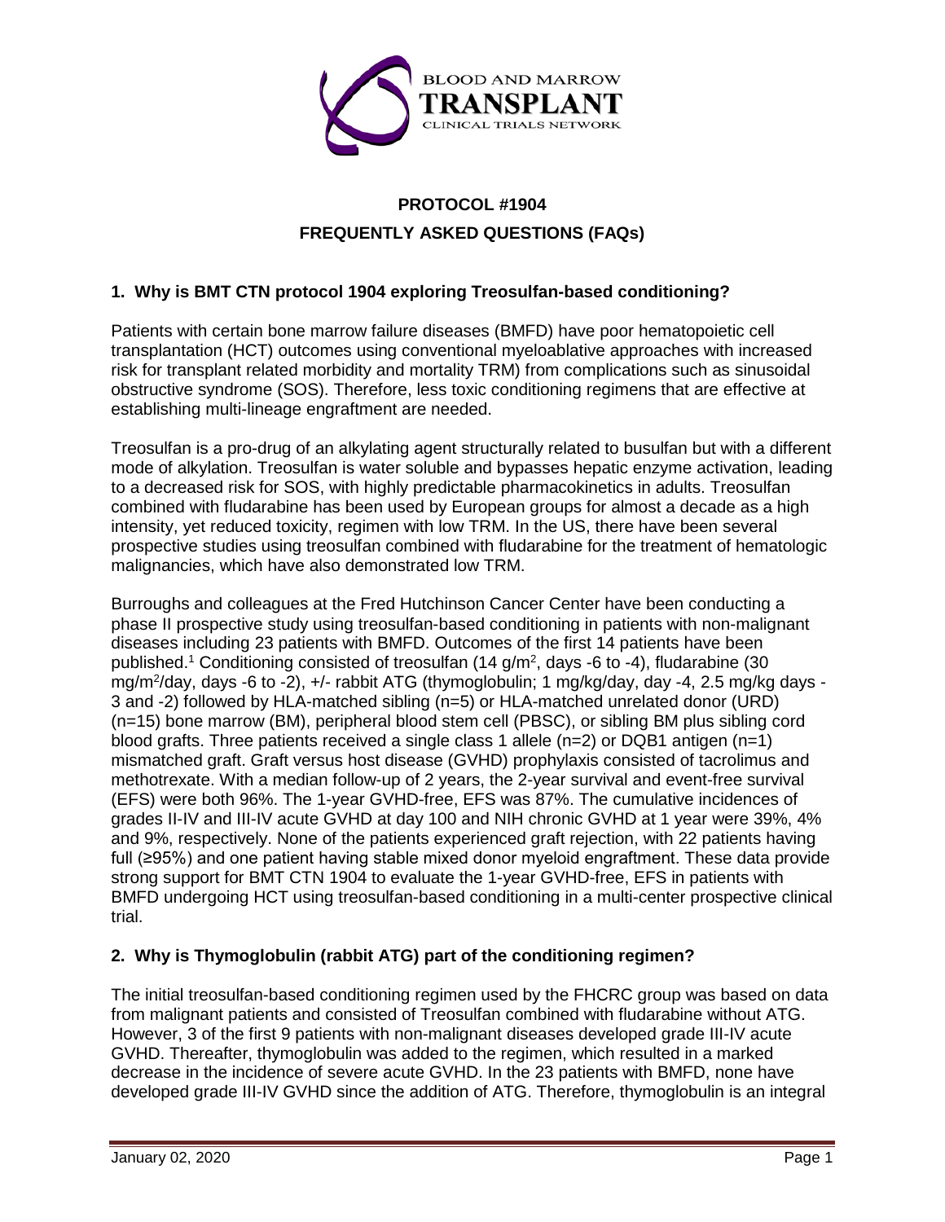BLOOD AND MARROW
TRANSPLANT
CLINICAL TRIALS NETWORK

# PROTOCOL #1904
## FREQUENTLY ASKED QUESTIONS (FAQs)

### 1. Why is BMT CTN protocol 1904 exploring Treosulfan-based conditioning?

Patients with certain bone marrow failure diseases (BMFD) have poor hematopoietic cell transplantation (HCT) outcomes using conventional myeloablative approaches with increased risk for transplant related morbidity and mortality TRM) from complications such as sinusoidal obstructive syndrome (SOS). Therefore, less toxic conditioning regimens that are effective at establishing multi-lineage engraftment are needed.

Treosulfan is a pro-drug of an alkylating agent structurally related to busulfan but with a different mode of alkylation. Treosulfan is water soluble and bypasses hepatic enzyme activation, leading to a decreased risk for SOS, with highly predictable pharmacokinetics in adults. Treosulfan combined with fludarabine has been used by European groups for almost a decade as a high intensity, yet reduced toxicity, regimen with low TRM. In the US, there have been several prospective studies using treosulfan combined with fludarabine for the treatment of hematologic malignancies, which have also demonstrated low TRM.

Burroughs and colleagues at the Fred Hutchinson Cancer Center have been conducting a phase II prospective study using treosulfan-based conditioning in patients with non-malignant diseases including 23 patients with BMFD. Outcomes of the first 14 patients have been published.[1] Conditioning consisted of treosulfan (14 g/m$^2$, days -6 to -4), fludarabine (30 mg/m$^2$/day, days -6 to -2), +/- rabbit ATG (thymoglobulin; 1 mg/kg/day, day -4, 2.5 mg/kg days -3 and -2) followed by HLA-matched sibling (n=5) or HLA-matched unrelated donor (URD) (n=15) bone marrow (BM), peripheral blood stem cell (PBSC), or sibling BM plus sibling cord blood grafts. Three patients received a single class 1 allele (n=2) or DQB1 antigen (n=1) mismatched graft. Graft versus host disease (GVHD) prophylaxis consisted of tacrolimus and methotrexate. With a median follow-up of 2 years, the 2-year survival and event-free survival (EFS) were both 96%. The 1-year GVHD-free, EFS was 87%. The cumulative incidences of grades II-IV and III-IV acute GVHD at day 100 and NIH chronic GVHD at 1 year were 39%, 4% and 9%, respectively. None of the patients experienced graft rejection, with 22 patients having full (≥95%) and one patient having stable mixed donor myeloid engraftment. These data provide strong support for BMT CTN 1904 to evaluate the 1-year GVHD-free, EFS in patients with BMFD undergoing HCT using treosulfan-based conditioning in a multi-center prospective clinical trial.

### 2. Why is Thymoglobulin (rabbit ATG) part of the conditioning regimen?

The initial treosulfan-based conditioning regimen used by the FHCRC group was based on data from malignant patients and consisted of Treosulfan combined with fludarabine without ATG. However, 3 of the first 9 patients with non-malignant diseases developed grade III-IV acute GVHD. Thereafter, thymoglobulin was added to the regimen, which resulted in a marked decrease in the incidence of severe acute GVHD. In the 23 patients with BMFD, none have developed grade III-IV GVHD since the addition of ATG. Therefore, thymoglobulin is an integral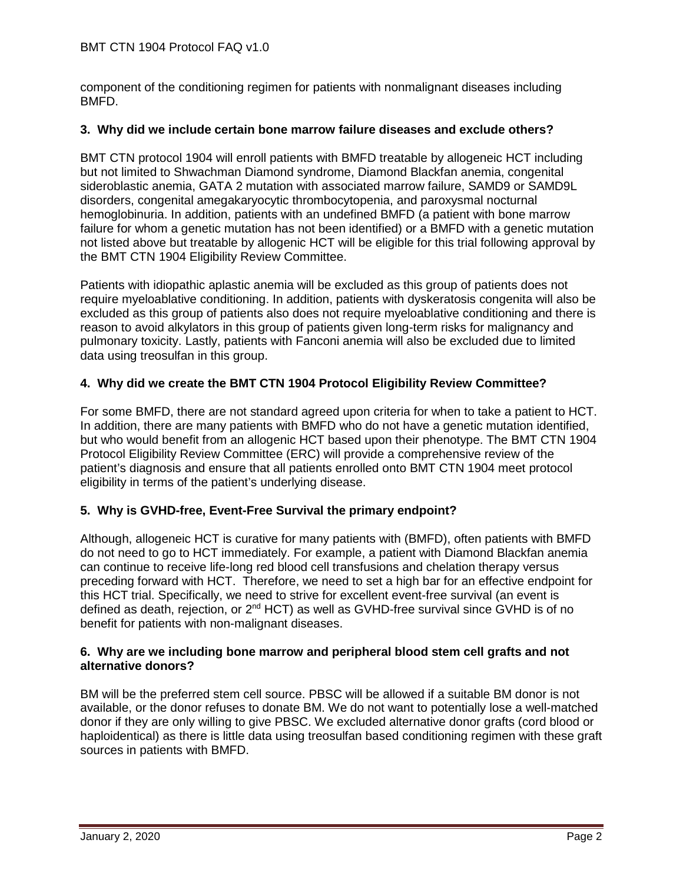component of the conditioning regimen for patients with nonmalignant diseases including BMFD.

### 3. Why did we include certain bone marrow failure diseases and exclude others?

BMT CTN protocol 1904 will enroll patients with BMFD treatable by allogeneic HCT including but not limited to Shwachman Diamond syndrome, Diamond Blackfan anemia, congenital sideroblastic anemia, GATA 2 mutation with associated marrow failure, SAMD9 or SAMD9L disorders, congenital amegakaryocytic thrombocytopenia, and paroxysmal nocturnal hemoglobinuria. In addition, patients with an undefined BMFD (a patient with bone marrow failure for whom a genetic mutation has not been identified) or a BMFD with a genetic mutation not listed above but treatable by allogenic HCT will be eligible for this trial following approval by the BMT CTN 1904 Eligibility Review Committee.

Patients with idiopathic aplastic anemia will be excluded as this group of patients does not require myeloablative conditioning. In addition, patients with dyskeratosis congenita will also be excluded as this group of patients also does not require myeloablative conditioning and there is reason to avoid alkylators in this group of patients given long-term risks for malignancy and pulmonary toxicity. Lastly, patients with Fanconi anemia will also be excluded due to limited data using treosulfan in this group.

### 4. Why did we create the BMT CTN 1904 Protocol Eligibility Review Committee?

For some BMFD, there are not standard agreed upon criteria for when to take a patient to HCT. In addition, there are many patients with BMFD who do not have a genetic mutation identified, but who would benefit from an allogenic HCT based upon their phenotype. The BMT CTN 1904 Protocol Eligibility Review Committee (ERC) will provide a comprehensive review of the patient's diagnosis and ensure that all patients enrolled onto BMT CTN 1904 meet protocol eligibility in terms of the patient's underlying disease.

### 5. Why is GVHD-free, Event-Free Survival the primary endpoint?

Although, allogeneic HCT is curative for many patients with (BMFD), often patients with BMFD do not need to go to HCT immediately. For example, a patient with Diamond Blackfan anemia can continue to receive life-long red blood cell transfusions and chelation therapy versus preceding forward with HCT. Therefore, we need to set a high bar for an effective endpoint for this HCT trial. Specifically, we need to strive for excellent event-free survival (an event is defined as death, rejection, or 2nd HCT) as well as GVHD-free survival since GVHD is of no benefit for patients with non-malignant diseases.

### 6. Why are we including bone marrow and peripheral blood stem cell grafts and not alternative donors?

BM will be the preferred stem cell source. PBSC will be allowed if a suitable BM donor is not available, or the donor refuses to donate BM. We do not want to potentially lose a well-matched donor if they are only willing to give PBSC. We excluded alternative donor grafts (cord blood or haploidentical) as there is little data using treosulfan based conditioning regimen with these graft sources in patients with BMFD.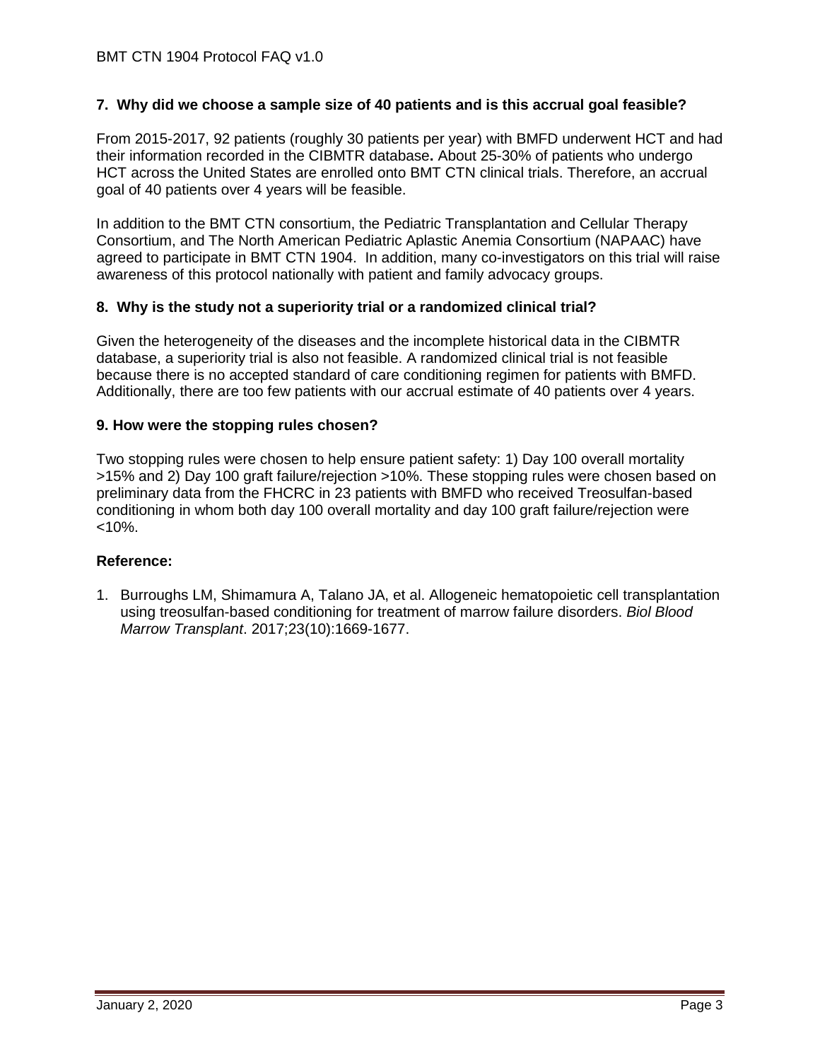**7. Why did we choose a sample size of 40 patients and is this accrual goal feasible?**

From 2015-2017, 92 patients (roughly 30 patients per year) with BMFD underwent HCT and had their information recorded in the CIBMTR database**.** About 25-30% of patients who undergo HCT across the United States are enrolled onto BMT CTN clinical trials. Therefore, an accrual goal of 40 patients over 4 years will be feasible.

In addition to the BMT CTN consortium, the Pediatric Transplantation and Cellular Therapy Consortium, and The North American Pediatric Aplastic Anemia Consortium (NAPAAC) have agreed to participate in BMT CTN 1904. In addition, many co-investigators on this trial will raise awareness of this protocol nationally with patient and family advocacy groups.

**8. Why is the study not a superiority trial or a randomized clinical trial?**

Given the heterogeneity of the diseases and the incomplete historical data in the CIBMTR database, a superiority trial is also not feasible. A randomized clinical trial is not feasible because there is no accepted standard of care conditioning regimen for patients with BMFD. Additionally, there are too few patients with our accrual estimate of 40 patients over 4 years.

**9. How were the stopping rules chosen?**

Two stopping rules were chosen to help ensure patient safety: 1) Day 100 overall mortality >15% and 2) Day 100 graft failure/rejection >10%. These stopping rules were chosen based on preliminary data from the FHCRC in 23 patients with BMFD who received Treosulfan-based conditioning in whom both day 100 overall mortality and day 100 graft failure/rejection were <10%.

**Reference:**

1. Burroughs LM, Shimamura A, Talano JA, et al. Allogeneic hematopoietic cell transplantation using treosulfan-based conditioning for treatment of marrow failure disorders. *Biol Blood Marrow Transplant*. 2017;23(10):1669-1677.